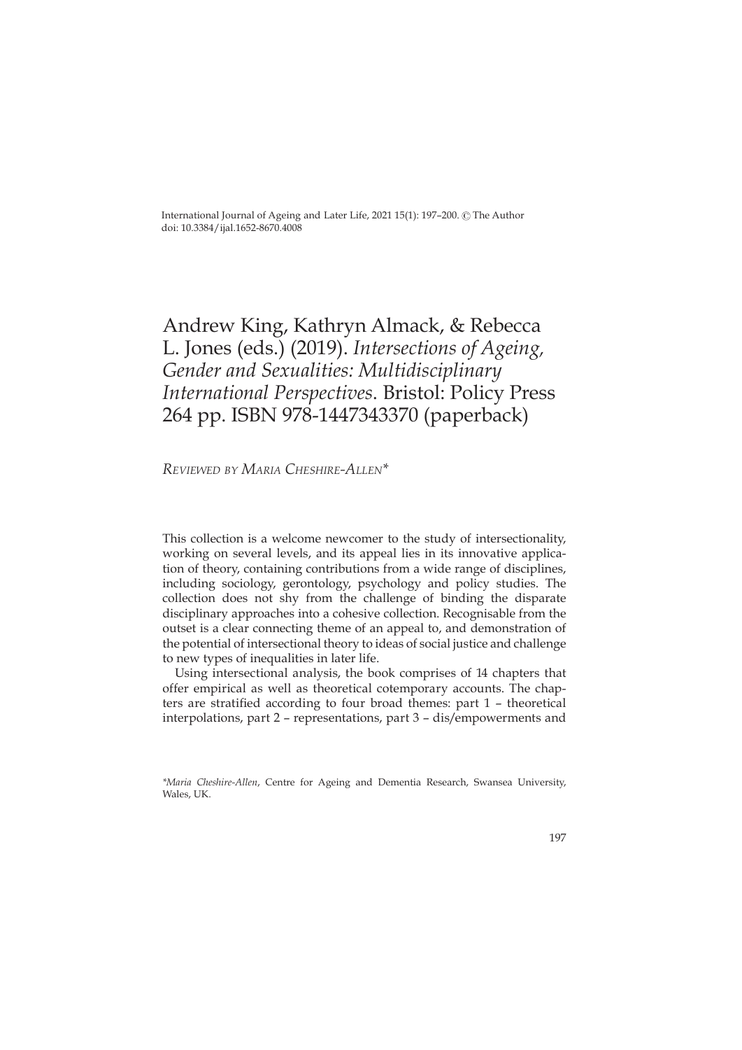International Journal of Ageing and Later Life, 2021 15(1): 197–200. © The Author
doi: 10.3384/ijal.1652-8670.4008

# Andrew King, Kathryn Almack, & Rebecca L. Jones (eds.) (2019). *Intersections of Ageing, Gender and Sexualities: Multidisciplinary International Perspectives*. Bristol: Policy Press 264 pp. ISBN 978-1447343370 (paperback)

*Reviewed by Maria Cheshire-Allen**

This collection is a welcome newcomer to the study of intersectionality, working on several levels, and its appeal lies in its innovative application of theory, containing contributions from a wide range of disciplines, including sociology, gerontology, psychology and policy studies. The collection does not shy from the challenge of binding the disparate disciplinary approaches into a cohesive collection. Recognisable from the outset is a clear connecting theme of an appeal to, and demonstration of the potential of intersectional theory to ideas of social justice and challenge to new types of inequalities in later life.

Using intersectional analysis, the book comprises of 14 chapters that offer empirical as well as theoretical cotemporary accounts. The chapters are stratified according to four broad themes: part 1 – theoretical interpolations, part 2 – representations, part 3 – dis/empowerments and

**Maria Cheshire-Allen*, Centre for Ageing and Dementia Research, Swansea University, Wales, UK.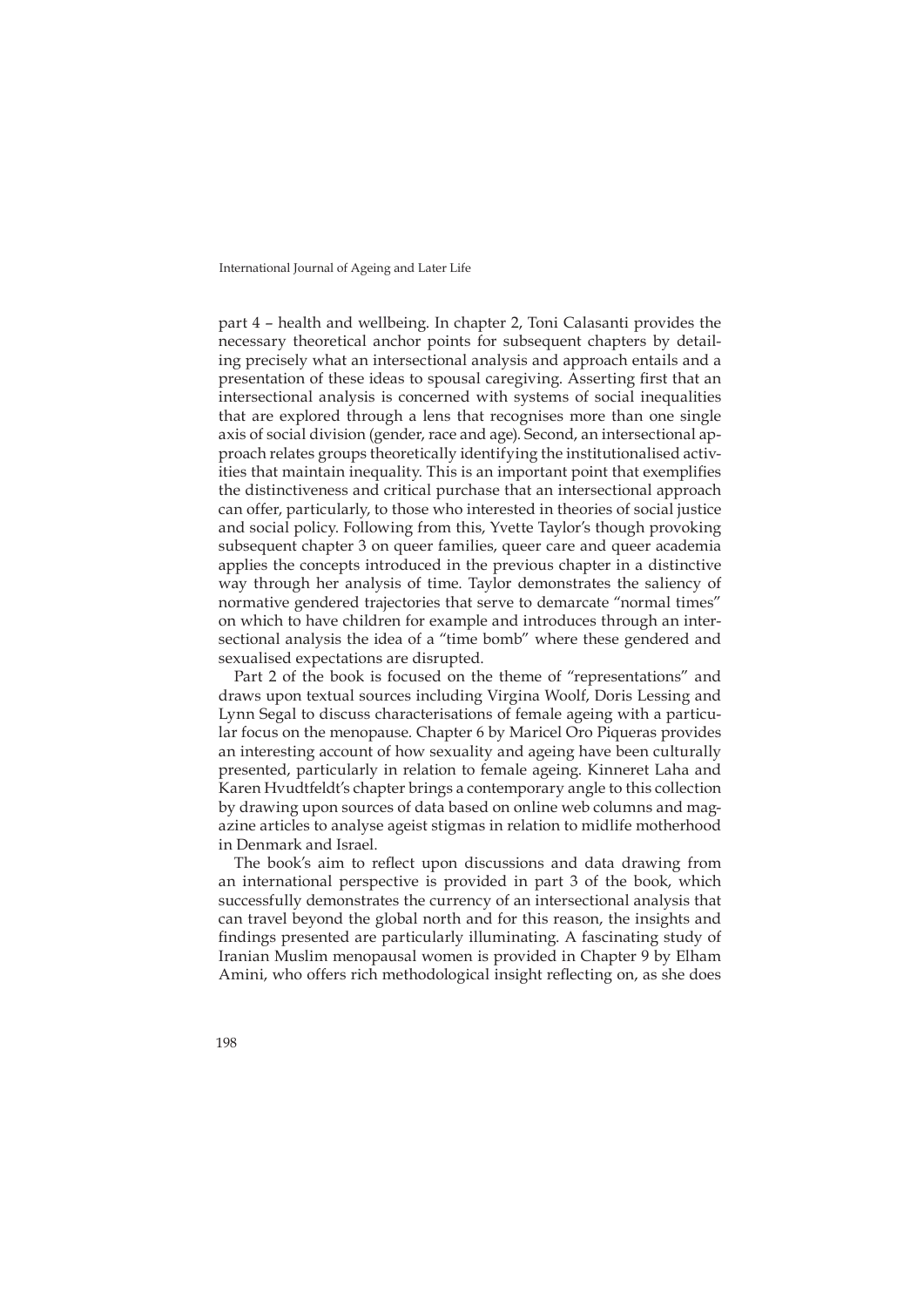part 4 – health and wellbeing. In chapter 2, Toni Calasanti provides the necessary theoretical anchor points for subsequent chapters by detailing precisely what an intersectional analysis and approach entails and a presentation of these ideas to spousal caregiving. Asserting first that an intersectional analysis is concerned with systems of social inequalities that are explored through a lens that recognises more than one single axis of social division (gender, race and age). Second, an intersectional approach relates groups theoretically identifying the institutionalised activities that maintain inequality. This is an important point that exemplifies the distinctiveness and critical purchase that an intersectional approach can offer, particularly, to those who interested in theories of social justice and social policy. Following from this, Yvette Taylor's though provoking subsequent chapter 3 on queer families, queer care and queer academia applies the concepts introduced in the previous chapter in a distinctive way through her analysis of time. Taylor demonstrates the saliency of normative gendered trajectories that serve to demarcate "normal times" on which to have children for example and introduces through an intersectional analysis the idea of a "time bomb" where these gendered and sexualised expectations are disrupted.

Part 2 of the book is focused on the theme of "representations" and draws upon textual sources including Virgina Woolf, Doris Lessing and Lynn Segal to discuss characterisations of female ageing with a particular focus on the menopause. Chapter 6 by Maricel Oro Piqueras provides an interesting account of how sexuality and ageing have been culturally presented, particularly in relation to female ageing. Kinneret Laha and Karen Hvudtfeldt's chapter brings a contemporary angle to this collection by drawing upon sources of data based on online web columns and magazine articles to analyse ageist stigmas in relation to midlife motherhood in Denmark and Israel.

The book's aim to reflect upon discussions and data drawing from an international perspective is provided in part 3 of the book, which successfully demonstrates the currency of an intersectional analysis that can travel beyond the global north and for this reason, the insights and findings presented are particularly illuminating. A fascinating study of Iranian Muslim menopausal women is provided in Chapter 9 by Elham Amini, who offers rich methodological insight reflecting on, as she does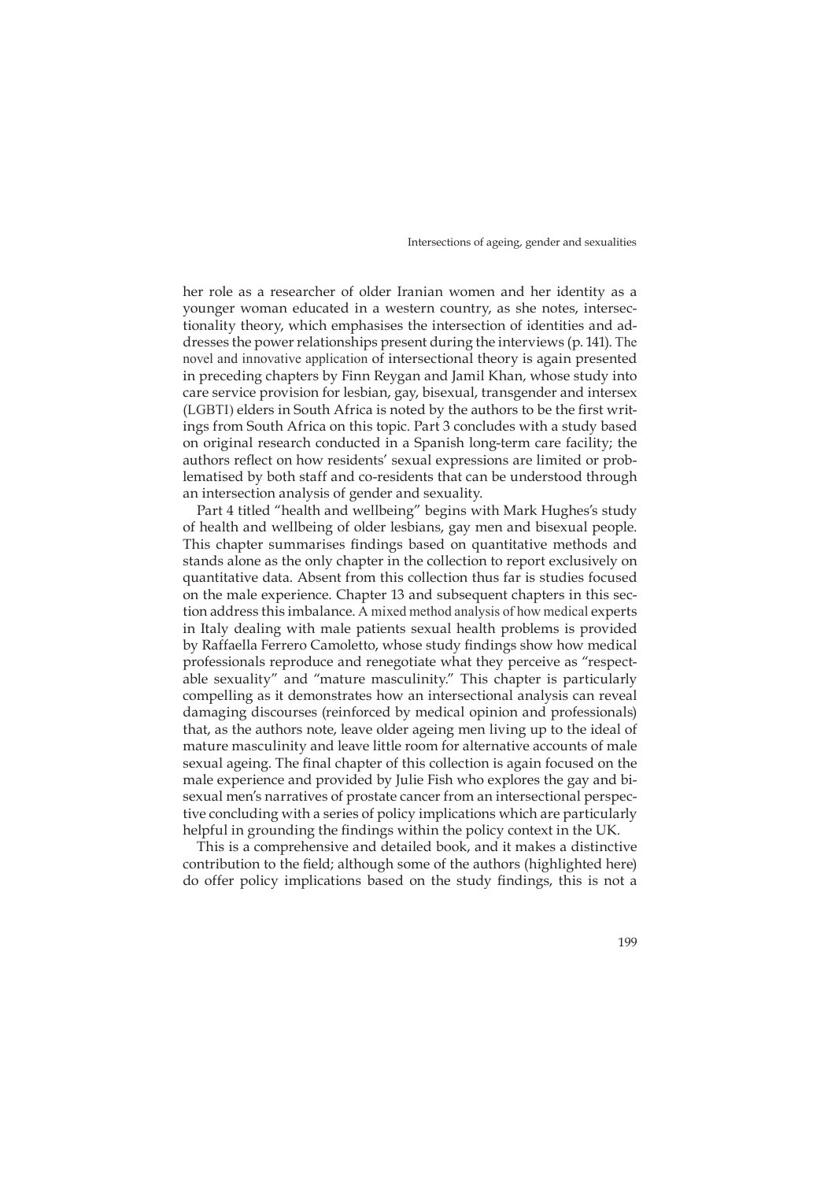her role as a researcher of older Iranian women and her identity as a younger woman educated in a western country, as she notes, intersectionality theory, which emphasises the intersection of identities and addresses the power relationships present during the interviews (p. 141). The novel and innovative application of intersectional theory is again presented in preceding chapters by Finn Reygan and Jamil Khan, whose study into care service provision for lesbian, gay, bisexual, transgender and intersex (LGBTI) elders in South Africa is noted by the authors to be the first writings from South Africa on this topic. Part 3 concludes with a study based on original research conducted in a Spanish long-term care facility; the authors reflect on how residents' sexual expressions are limited or problematised by both staff and co-residents that can be understood through an intersection analysis of gender and sexuality.

Part 4 titled "health and wellbeing" begins with Mark Hughes's study of health and wellbeing of older lesbians, gay men and bisexual people. This chapter summarises findings based on quantitative methods and stands alone as the only chapter in the collection to report exclusively on quantitative data. Absent from this collection thus far is studies focused on the male experience. Chapter 13 and subsequent chapters in this section address this imbalance. A mixed method analysis of how medical experts in Italy dealing with male patients sexual health problems is provided by Raffaella Ferrero Camoletto, whose study findings show how medical professionals reproduce and renegotiate what they perceive as "respectable sexuality" and "mature masculinity." This chapter is particularly compelling as it demonstrates how an intersectional analysis can reveal damaging discourses (reinforced by medical opinion and professionals) that, as the authors note, leave older ageing men living up to the ideal of mature masculinity and leave little room for alternative accounts of male sexual ageing. The final chapter of this collection is again focused on the male experience and provided by Julie Fish who explores the gay and bisexual men's narratives of prostate cancer from an intersectional perspective concluding with a series of policy implications which are particularly helpful in grounding the findings within the policy context in the UK.

This is a comprehensive and detailed book, and it makes a distinctive contribution to the field; although some of the authors (highlighted here) do offer policy implications based on the study findings, this is not a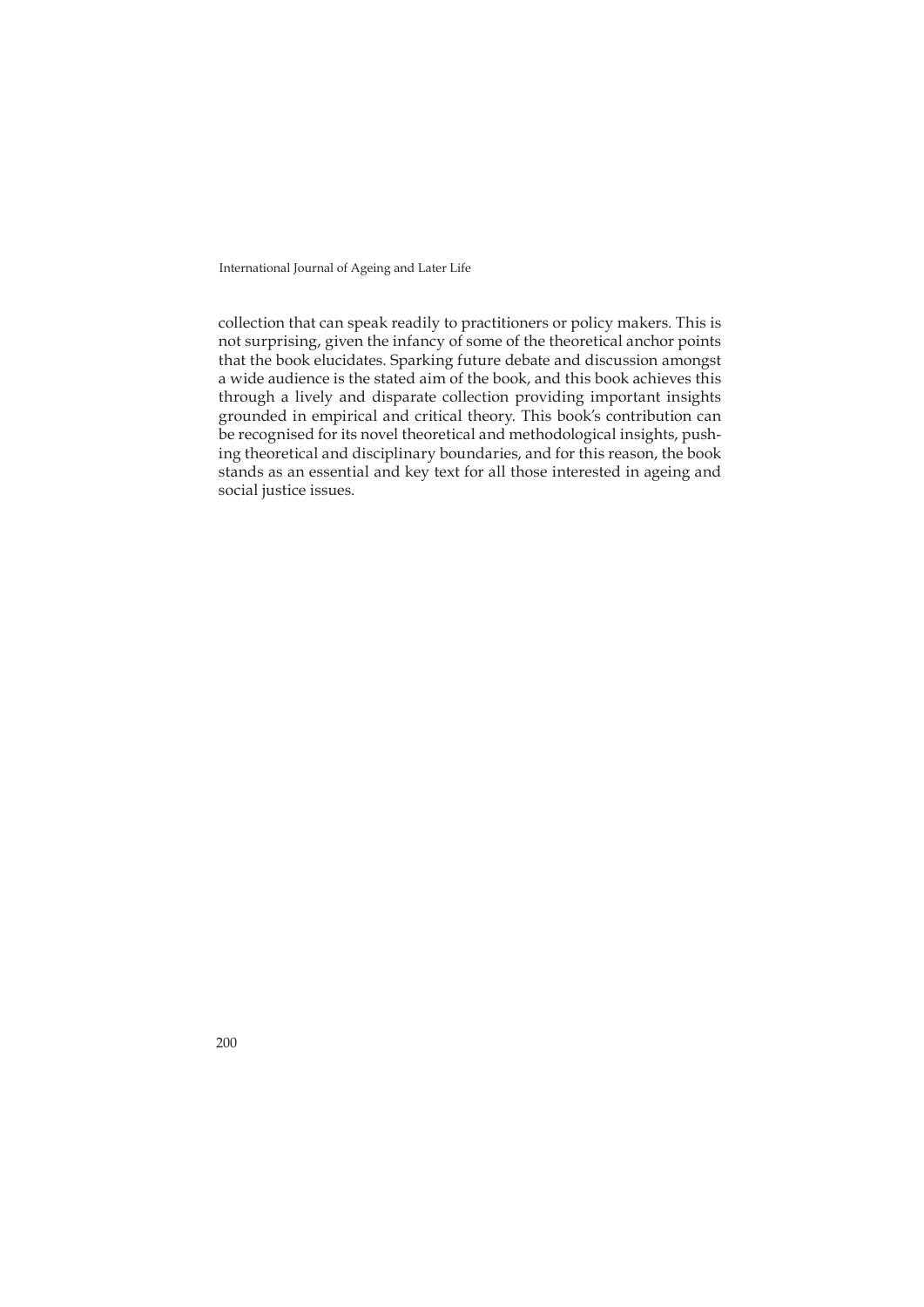collection that can speak readily to practitioners or policy makers. This is not surprising, given the infancy of some of the theoretical anchor points that the book elucidates. Sparking future debate and discussion amongst a wide audience is the stated aim of the book, and this book achieves this through a lively and disparate collection providing important insights grounded in empirical and critical theory. This book's contribution can be recognised for its novel theoretical and methodological insights, pushing theoretical and disciplinary boundaries, and for this reason, the book stands as an essential and key text for all those interested in ageing and social justice issues.